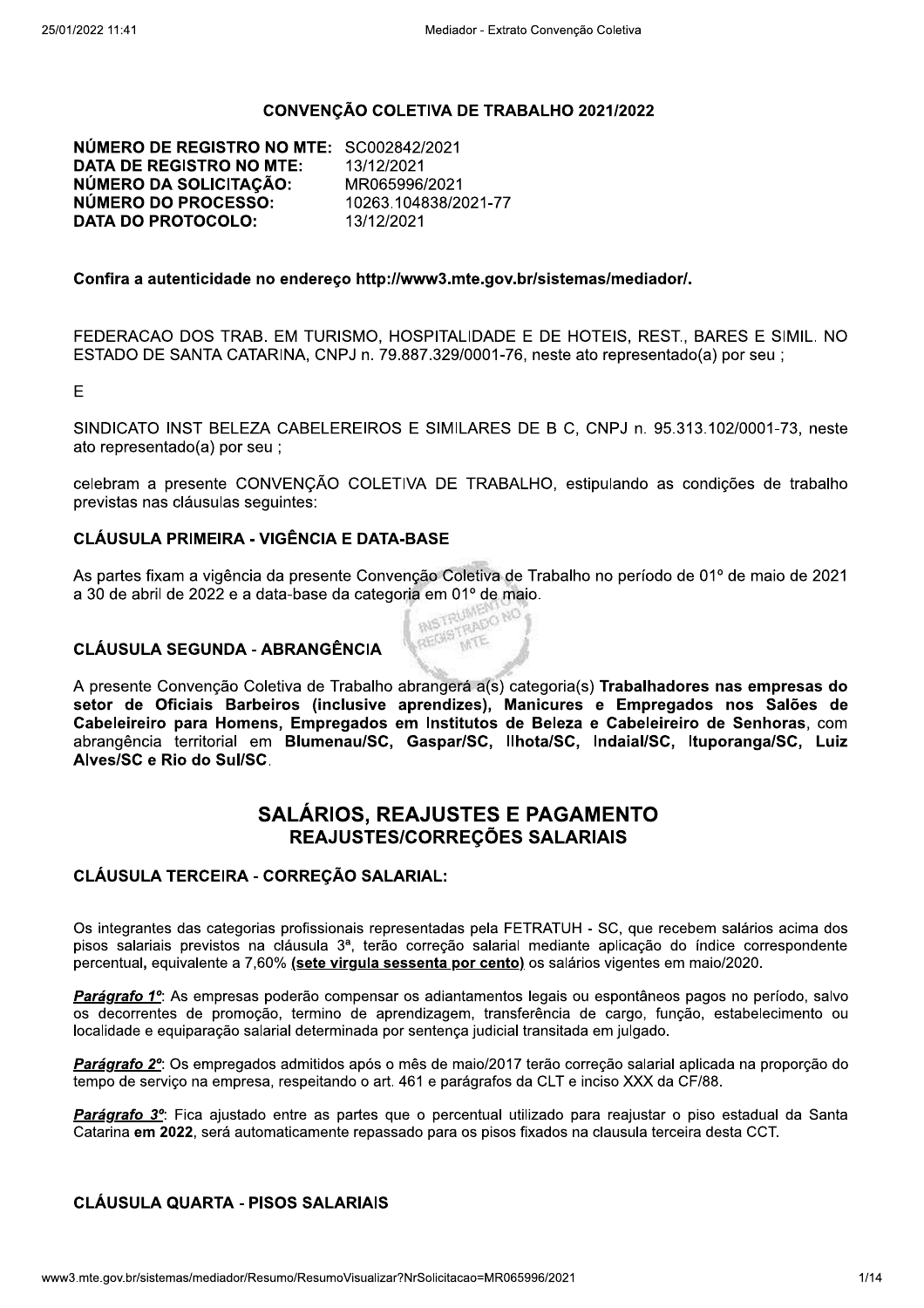# CONVENÇÃO COLETIVA DE TRABALHO 2021/2022

**NÚMERO DE REGISTRO NO MTE:** SC002842/2021
**DATA DE REGISTRO NO MTE:** 13/12/2021
**NÚMERO DA SOLICITAÇÃO:** MR065996/2021
**NÚMERO DO PROCESSO:** 10263.104838/2021-77
**DATA DO PROTOCOLO:** 13/12/2021

**Confira a autenticidade no endereço http://www3.mte.gov.br/sistemas/mediador/.**

FEDERACAO DOS TRAB. EM TURISMO, HOSPITALIDADE E DE HOTEIS, REST., BARES E SIMIL. NO ESTADO DE SANTA CATARINA, CNPJ n. 79.887.329/0001-76, neste ato representado(a) por seu ;

E

SINDICATO INST BELEZA CABELEREIROS E SIMILARES DE B C, CNPJ n. 95.313.102/0001-73, neste ato representado(a) por seu ;

celebram a presente CONVENÇÃO COLETIVA DE TRABALHO, estipulando as condições de trabalho previstas nas cláusulas seguintes:

### CLÁUSULA PRIMEIRA - VIGÊNCIA E DATA-BASE

As partes fixam a vigência da presente Convenção Coletiva de Trabalho no período de 01º de maio de 2021 a 30 de abril de 2022 e a data-base da categoria em 01º de maio.

### CLÁUSULA SEGUNDA - ABRANGÊNCIA

A presente Convenção Coletiva de Trabalho abrangerá a(s) categoria(s) **Trabalhadores nas empresas do setor de Oficiais Barbeiros (inclusive aprendizes), Manicures e Empregados nos Salões de Cabeleireiro para Homens, Empregados em Institutos de Beleza e Cabeleireiro de Senhoras**, com abrangência territorial em **Blumenau/SC, Gaspar/SC, Ilhota/SC, Indaial/SC, Ituporanga/SC, Luiz Alves/SC e Rio do Sul/SC**.

## SALÁRIOS, REAJUSTES E PAGAMENTO

### REAJUSTES/CORREÇÕES SALARIAIS

### CLÁUSULA TERCEIRA - CORREÇÃO SALARIAL:

Os integrantes das categorias profissionais representadas pela FETRATUH - SC, que recebem salários acima dos pisos salariais previstos na cláusula 3ª, terão correção salarial mediante aplicação do índice correspondente percentual, equivalente a 7,60% **(sete virgula sessenta por cento)** os salários vigentes em maio/2020.

***Parágrafo 1º***: As empresas poderão compensar os adiantamentos legais ou espontâneos pagos no período, salvo os decorrentes de promoção, termino de aprendizagem, transferência de cargo, função, estabelecimento ou localidade e equiparação salarial determinada por sentença judicial transitada em julgado.

***Parágrafo 2º***: Os empregados admitidos após o mês de maio/2017 terão correção salarial aplicada na proporção do tempo de serviço na empresa, respeitando o art. 461 e parágrafos da CLT e inciso XXX da CF/88.

***Parágrafo 3º***: Fica ajustado entre as partes que o percentual utilizado para reajustar o piso estadual da Santa Catarina **em 2022**, será automaticamente repassado para os pisos fixados na clausula terceira desta CCT.

### CLÁUSULA QUARTA - PISOS SALARIAIS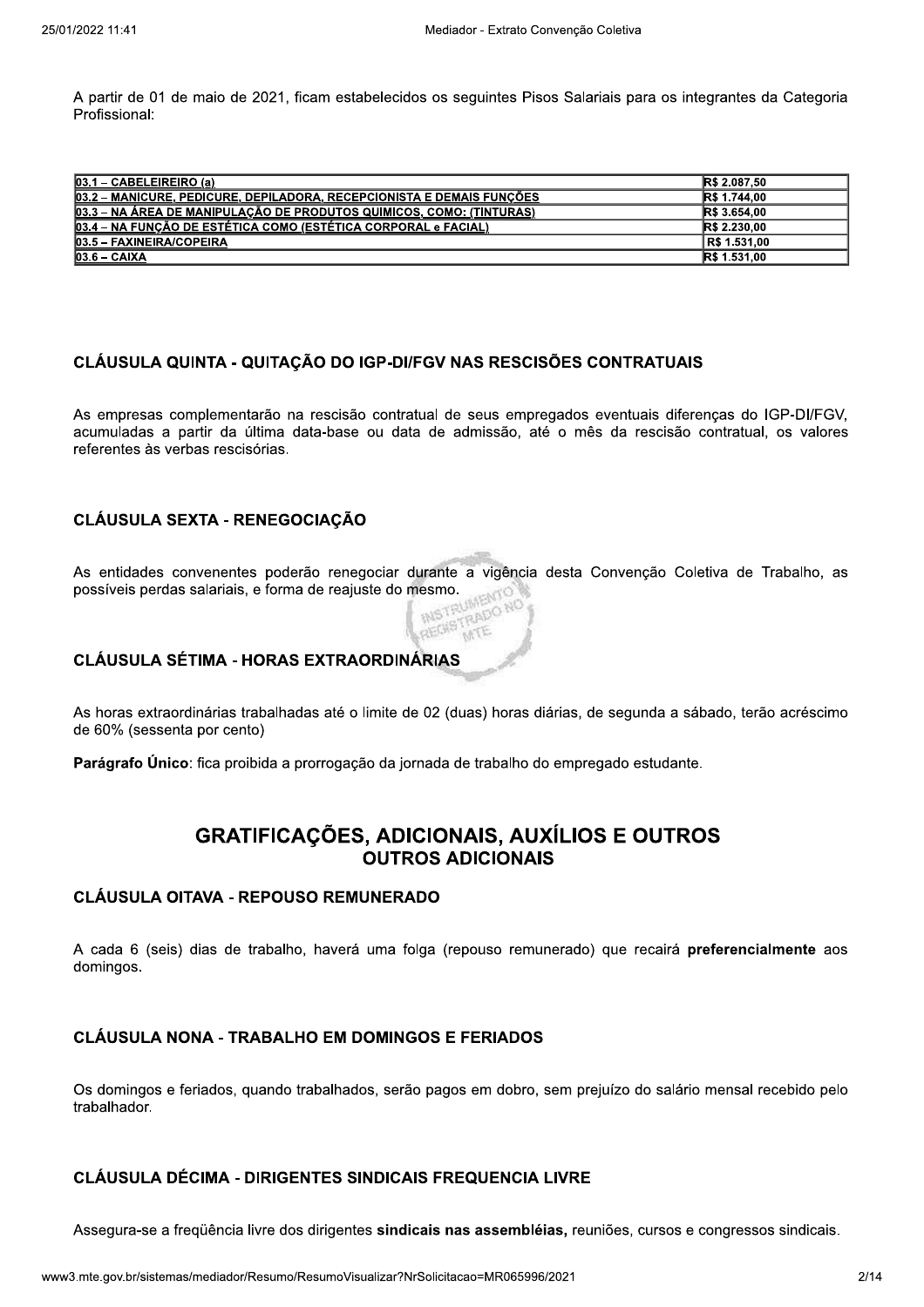A partir de 01 de maio de 2021, ficam estabelecidos os seguintes Pisos Salariais para os integrantes da Categoria Profissional:

| | |
|---|---|
| 03.1 – CABELEIREIRO (a) | R$ 2.087,50 |
| 03.2 – MANICURE, PEDICURE, DEPILADORA, RECEPCIONISTA E DEMAIS FUNÇÕES | R$ 1.744,00 |
| 03.3 – NA ÁREA DE MANIPULAÇÃO DE PRODUTOS QUIMICOS, COMO: (TINTURAS) | R$ 3.654,00 |
| 03.4 – NA FUNÇÃO DE ESTÉTICA COMO (ESTÉTICA CORPORAL e FACIAL) | R$ 2.230,00 |
| 03.5 – FAXINEIRA/COPEIRA | R$ 1.531,00 |
| 03.6 – CAIXA | R$ 1.531,00 |

### CLÁUSULA QUINTA - QUITAÇÃO DO IGP-DI/FGV NAS RESCISÕES CONTRATUAIS

As empresas complementarão na rescisão contratual de seus empregados eventuais diferenças do IGP-DI/FGV, acumuladas a partir da última data-base ou data de admissão, até o mês da rescisão contratual, os valores referentes às verbas rescisórias.

### CLÁUSULA SEXTA - RENEGOCIAÇÃO

As entidades convenentes poderão renegociar durante a vigência desta Convenção Coletiva de Trabalho, as possíveis perdas salariais, e forma de reajuste do mesmo.

### CLÁUSULA SÉTIMA - HORAS EXTRAORDINÁRIAS

As horas extraordinárias trabalhadas até o limite de 02 (duas) horas diárias, de segunda a sábado, terão acréscimo de 60% (sessenta por cento)

**Parágrafo Único**: fica proibida a prorrogação da jornada de trabalho do empregado estudante.

## GRATIFICAÇÕES, ADICIONAIS, AUXÍLIOS E OUTROS

### OUTROS ADICIONAIS

### CLÁUSULA OITAVA - REPOUSO REMUNERADO

A cada 6 (seis) dias de trabalho, haverá uma folga (repouso remunerado) que recairá **preferencialmente** aos domingos.

### CLÁUSULA NONA - TRABALHO EM DOMINGOS E FERIADOS

Os domingos e feriados, quando trabalhados, serão pagos em dobro, sem prejuízo do salário mensal recebido pelo trabalhador.

### CLÁUSULA DÉCIMA - DIRIGENTES SINDICAIS FREQUENCIA LIVRE

Assegura-se a freqüência livre dos dirigentes **sindicais nas assembléias,** reuniões, cursos e congressos sindicais.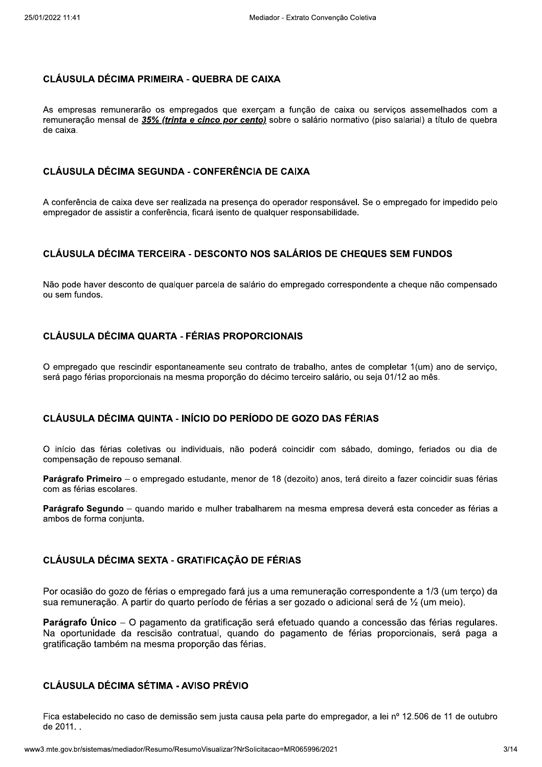### CLÁUSULA DÉCIMA PRIMEIRA - QUEBRA DE CAIXA

As empresas remunerarão os empregados que exerçam a função de caixa ou serviços assemelhados com a remuneração mensal de ***35% (trinta e cinco por cento)*** sobre o salário normativo (piso salarial) a título de quebra de caixa.

### CLÁUSULA DÉCIMA SEGUNDA - CONFERÊNCIA DE CAIXA

A conferência de caixa deve ser realizada na presença do operador responsável. Se o empregado for impedido pelo empregador de assistir a conferência, ficará isento de qualquer responsabilidade.

### CLÁUSULA DÉCIMA TERCEIRA - DESCONTO NOS SALÁRIOS DE CHEQUES SEM FUNDOS

Não pode haver desconto de qualquer parcela de salário do empregado correspondente a cheque não compensado ou sem fundos.

### CLÁUSULA DÉCIMA QUARTA - FÉRIAS PROPORCIONAIS

O empregado que rescindir espontaneamente seu contrato de trabalho, antes de completar 1(um) ano de serviço, será pago férias proporcionais na mesma proporção do décimo terceiro salário, ou seja 01/12 ao mês.

### CLÁUSULA DÉCIMA QUINTA - INÍCIO DO PERÍODO DE GOZO DAS FÉRIAS

O início das férias coletivas ou individuais, não poderá coincidir com sábado, domingo, feriados ou dia de compensação de repouso semanal.

**Parágrafo Primeiro** – o empregado estudante, menor de 18 (dezoito) anos, terá direito a fazer coincidir suas férias com as férias escolares.

**Parágrafo Segundo** – quando marido e mulher trabalharem na mesma empresa deverá esta conceder as férias a ambos de forma conjunta.

### CLÁUSULA DÉCIMA SEXTA - GRATIFICAÇÃO DE FÉRIAS

Por ocasião do gozo de férias o empregado fará jus a uma remuneração correspondente a 1/3 (um terço) da sua remuneração. A partir do quarto período de férias a ser gozado o adicional será de ½ (um meio).

**Parágrafo Único** – O pagamento da gratificação será efetuado quando a concessão das férias regulares. Na oportunidade da rescisão contratual, quando do pagamento de férias proporcionais, será paga a gratificação também na mesma proporção das férias.

### CLÁUSULA DÉCIMA SÉTIMA - AVISO PRÉVIO

Fica estabelecido no caso de demissão sem justa causa pela parte do empregador, a lei nº 12.506 de 11 de outubro de 2011. .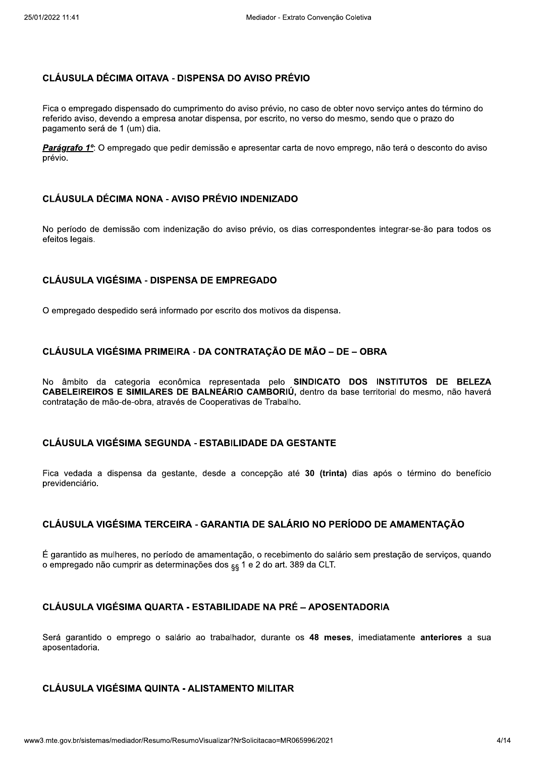## CLÁUSULA DÉCIMA OITAVA - DISPENSA DO AVISO PRÉVIO

Fica o empregado dispensado do cumprimento do aviso prévio, no caso de obter novo serviço antes do término do referido aviso, devendo a empresa anotar dispensa, por escrito, no verso do mesmo, sendo que o prazo do pagamento será de 1 (um) dia.

***Parágrafo 1º***: O empregado que pedir demissão e apresentar carta de novo emprego, não terá o desconto do aviso prévio.

## CLÁUSULA DÉCIMA NONA - AVISO PRÉVIO INDENIZADO

No período de demissão com indenização do aviso prévio, os dias correspondentes integrar-se-ão para todos os efeitos legais.

## CLÁUSULA VIGÉSIMA - DISPENSA DE EMPREGADO

O empregado despedido será informado por escrito dos motivos da dispensa.

## CLÁUSULA VIGÉSIMA PRIMEIRA - DA CONTRATAÇÃO DE MÃO – DE – OBRA

No âmbito da categoria econômica representada pelo **SINDICATO DOS INSTITUTOS DE BELEZA CABELEIREIROS E SIMILARES DE BALNEÁRIO CAMBORIÚ,** dentro da base territorial do mesmo, não haverá contratação de mão-de-obra, através de Cooperativas de Trabalho.

## CLÁUSULA VIGÉSIMA SEGUNDA - ESTABILIDADE DA GESTANTE

Fica vedada a dispensa da gestante, desde a concepção até **30 (trinta)** dias após o término do benefício previdenciário.

## CLÁUSULA VIGÉSIMA TERCEIRA - GARANTIA DE SALÁRIO NO PERÍODO DE AMAMENTAÇÃO

É garantido as mulheres, no período de amamentação, o recebimento do salário sem prestação de serviços, quando o empregado não cumprir as determinações dos §§ 1 e 2 do art. 389 da CLT.

## CLÁUSULA VIGÉSIMA QUARTA - ESTABILIDADE NA PRÉ – APOSENTADORIA

Será garantido o emprego o salário ao trabalhador, durante os **48 meses**, imediatamente **anteriores** a sua aposentadoria.

## CLÁUSULA VIGÉSIMA QUINTA - ALISTAMENTO MILITAR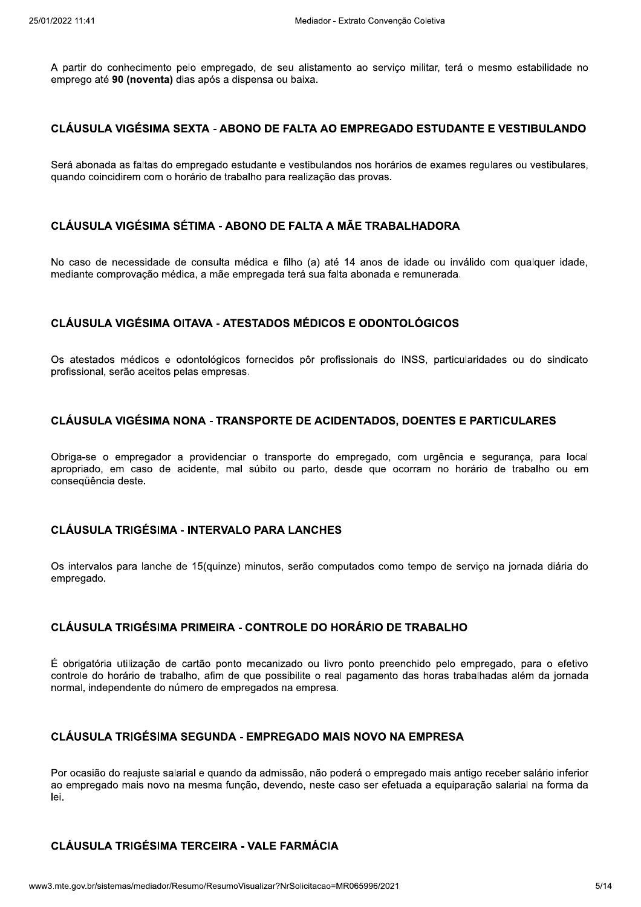A partir do conhecimento pelo empregado, de seu alistamento ao serviço militar, terá o mesmo estabilidade no emprego até **90 (noventa)** dias após a dispensa ou baixa.

## CLÁUSULA VIGÉSIMA SEXTA - ABONO DE FALTA AO EMPREGADO ESTUDANTE E VESTIBULANDO

Será abonada as faltas do empregado estudante e vestibulandos nos horários de exames regulares ou vestibulares, quando coincidirem com o horário de trabalho para realização das provas.

## CLÁUSULA VIGÉSIMA SÉTIMA - ABONO DE FALTA A MÃE TRABALHADORA

No caso de necessidade de consulta médica e filho (a) até 14 anos de idade ou inválido com qualquer idade, mediante comprovação médica, a mãe empregada terá sua falta abonada e remunerada.

## CLÁUSULA VIGÉSIMA OITAVA - ATESTADOS MÉDICOS E ODONTOLÓGICOS

Os atestados médicos e odontológicos fornecidos pôr profissionais do INSS, particularidades ou do sindicato profissional, serão aceitos pelas empresas.

## CLÁUSULA VIGÉSIMA NONA - TRANSPORTE DE ACIDENTADOS, DOENTES E PARTICULARES

Obriga-se o empregador a providenciar o transporte do empregado, com urgência e segurança, para local apropriado, em caso de acidente, mal súbito ou parto, desde que ocorram no horário de trabalho ou em conseqüência deste.

## CLÁUSULA TRIGÉSIMA - INTERVALO PARA LANCHES

Os intervalos para lanche de 15(quinze) minutos, serão computados como tempo de serviço na jornada diária do empregado.

## CLÁUSULA TRIGÉSIMA PRIMEIRA - CONTROLE DO HORÁRIO DE TRABALHO

É obrigatória utilização de cartão ponto mecanizado ou livro ponto preenchido pelo empregado, para o efetivo controle do horário de trabalho, afim de que possibilite o real pagamento das horas trabalhadas além da jornada normal, independente do número de empregados na empresa.

## CLÁUSULA TRIGÉSIMA SEGUNDA - EMPREGADO MAIS NOVO NA EMPRESA

Por ocasião do reajuste salarial e quando da admissão, não poderá o empregado mais antigo receber salário inferior ao empregado mais novo na mesma função, devendo, neste caso ser efetuada a equiparação salarial na forma da lei.

## CLÁUSULA TRIGÉSIMA TERCEIRA - VALE FARMÁCIA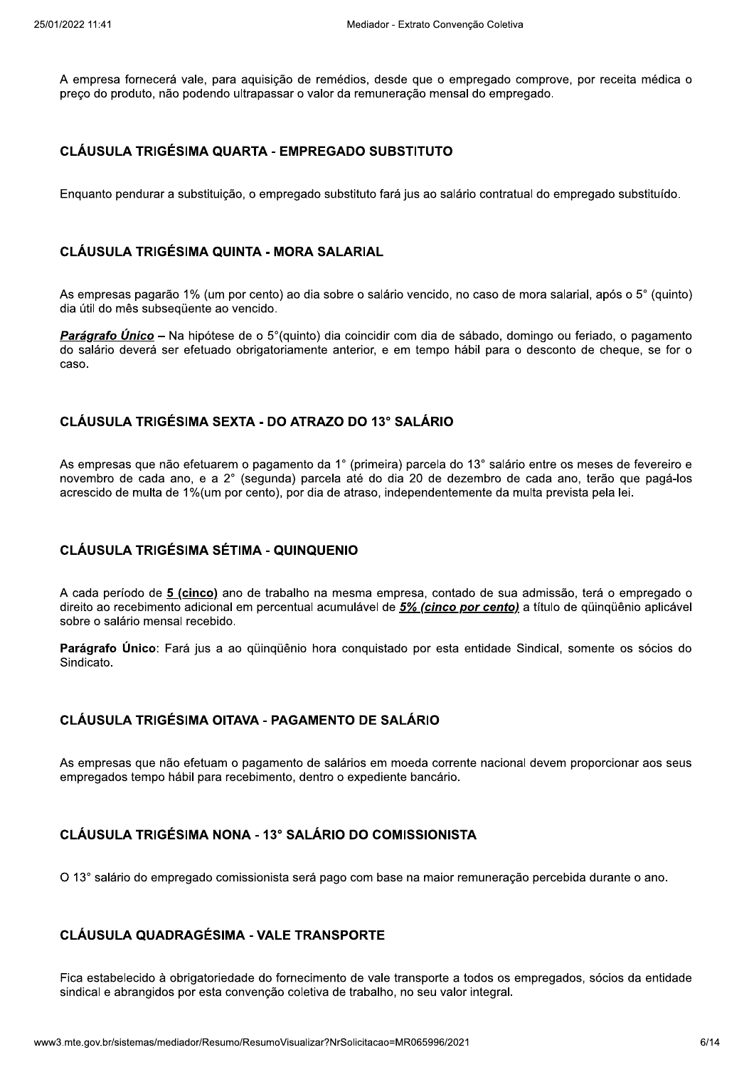A empresa fornecerá vale, para aquisição de remédios, desde que o empregado comprove, por receita médica o preço do produto, não podendo ultrapassar o valor da remuneração mensal do empregado.

## CLÁUSULA TRIGÉSIMA QUARTA - EMPREGADO SUBSTITUTO

Enquanto pendurar a substituição, o empregado substituto fará jus ao salário contratual do empregado substituído.

## CLÁUSULA TRIGÉSIMA QUINTA - MORA SALARIAL

As empresas pagarão 1% (um por cento) ao dia sobre o salário vencido, no caso de mora salarial, após o 5° (quinto) dia útil do mês subseqüente ao vencido.

***Parágrafo Único*** – Na hipótese de o 5°(quinto) dia coincidir com dia de sábado, domingo ou feriado, o pagamento do salário deverá ser efetuado obrigatoriamente anterior, e em tempo hábil para o desconto de cheque, se for o caso.

## CLÁUSULA TRIGÉSIMA SEXTA - DO ATRAZO DO 13° SALÁRIO

As empresas que não efetuarem o pagamento da 1° (primeira) parcela do 13° salário entre os meses de fevereiro e novembro de cada ano, e a 2° (segunda) parcela até do dia 20 de dezembro de cada ano, terão que pagá-los acrescido de multa de 1%(um por cento), por dia de atraso, independentemente da multa prevista pela lei.

## CLÁUSULA TRIGÉSIMA SÉTIMA - QUINQUENIO

A cada período de **5 (cinco)** ano de trabalho na mesma empresa, contado de sua admissão, terá o empregado o direito ao recebimento adicional em percentual acumulável de ***5% (cinco por cento)*** a título de qüinqüênio aplicável sobre o salário mensal recebido.

**Parágrafo Único**: Fará jus a ao qüinqüênio hora conquistado por esta entidade Sindical, somente os sócios do Sindicato.

## CLÁUSULA TRIGÉSIMA OITAVA - PAGAMENTO DE SALÁRIO

As empresas que não efetuam o pagamento de salários em moeda corrente nacional devem proporcionar aos seus empregados tempo hábil para recebimento, dentro o expediente bancário.

## CLÁUSULA TRIGÉSIMA NONA - 13° SALÁRIO DO COMISSIONISTA

O 13° salário do empregado comissionista será pago com base na maior remuneração percebida durante o ano.

## CLÁUSULA QUADRAGÉSIMA - VALE TRANSPORTE

Fica estabelecido à obrigatoriedade do fornecimento de vale transporte a todos os empregados, sócios da entidade sindical e abrangidos por esta convenção coletiva de trabalho, no seu valor integral.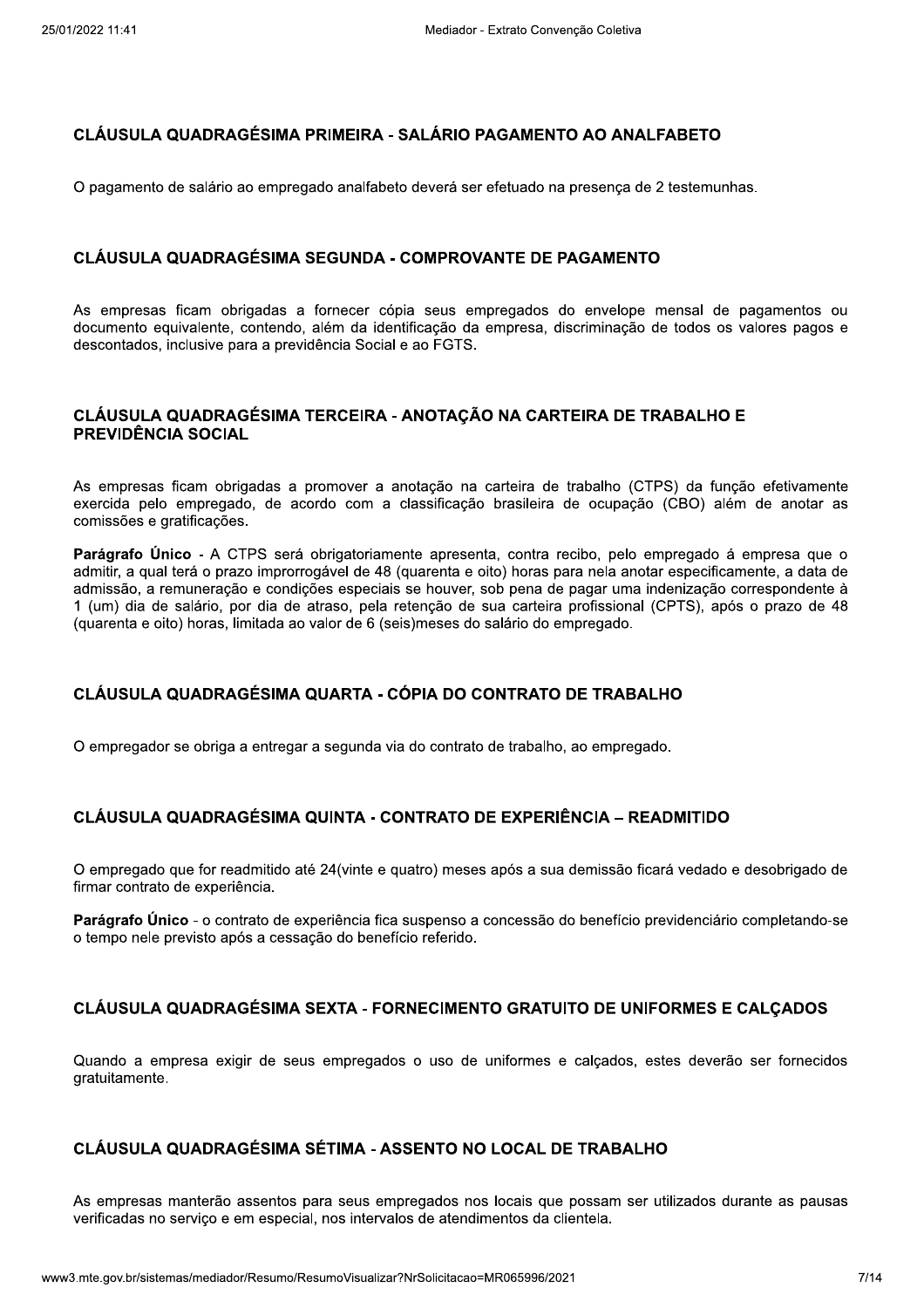### CLÁUSULA QUADRAGÉSIMA PRIMEIRA - SALÁRIO PAGAMENTO AO ANALFABETO

O pagamento de salário ao empregado analfabeto deverá ser efetuado na presença de 2 testemunhas.

### CLÁUSULA QUADRAGÉSIMA SEGUNDA - COMPROVANTE DE PAGAMENTO

As empresas ficam obrigadas a fornecer cópia seus empregados do envelope mensal de pagamentos ou documento equivalente, contendo, além da identificação da empresa, discriminação de todos os valores pagos e descontados, inclusive para a previdência Social e ao FGTS.

### CLÁUSULA QUADRAGÉSIMA TERCEIRA - ANOTAÇÃO NA CARTEIRA DE TRABALHO E PREVIDÊNCIA SOCIAL

As empresas ficam obrigadas a promover a anotação na carteira de trabalho (CTPS) da função efetivamente exercida pelo empregado, de acordo com a classificação brasileira de ocupação (CBO) além de anotar as comissões e gratificações.

**Parágrafo Único** - A CTPS será obrigatoriamente apresenta, contra recibo, pelo empregado á empresa que o admitir, a qual terá o prazo improrrogável de 48 (quarenta e oito) horas para nela anotar especificamente, a data de admissão, a remuneração e condições especiais se houver, sob pena de pagar uma indenização correspondente à 1 (um) dia de salário, por dia de atraso, pela retenção de sua carteira profissional (CPTS), após o prazo de 48 (quarenta e oito) horas, limitada ao valor de 6 (seis)meses do salário do empregado.

### CLÁUSULA QUADRAGÉSIMA QUARTA - CÓPIA DO CONTRATO DE TRABALHO

O empregador se obriga a entregar a segunda via do contrato de trabalho, ao empregado.

### CLÁUSULA QUADRAGÉSIMA QUINTA - CONTRATO DE EXPERIÊNCIA – READMITIDO

O empregado que for readmitido até 24(vinte e quatro) meses após a sua demissão ficará vedado e desobrigado de firmar contrato de experiência.

**Parágrafo Único** - o contrato de experiência fica suspenso a concessão do benefício previdenciário completando-se o tempo nele previsto após a cessação do benefício referido.

### CLÁUSULA QUADRAGÉSIMA SEXTA - FORNECIMENTO GRATUITO DE UNIFORMES E CALÇADOS

Quando a empresa exigir de seus empregados o uso de uniformes e calçados, estes deverão ser fornecidos gratuitamente.

### CLÁUSULA QUADRAGÉSIMA SÉTIMA - ASSENTO NO LOCAL DE TRABALHO

As empresas manterão assentos para seus empregados nos locais que possam ser utilizados durante as pausas verificadas no serviço e em especial, nos intervalos de atendimentos da clientela.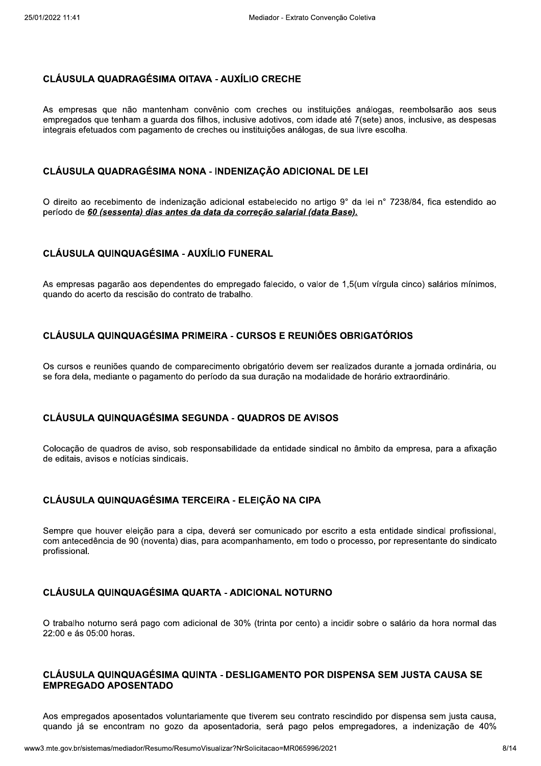### CLÁUSULA QUADRAGÉSIMA OITAVA - AUXÍLIO CRECHE

As empresas que não mantenham convênio com creches ou instituições análogas, reembolsarão aos seus empregados que tenham a guarda dos filhos, inclusive adotivos, com idade até 7(sete) anos, inclusive, as despesas integrais efetuados com pagamento de creches ou instituições análogas, de sua livre escolha.

### CLÁUSULA QUADRAGÉSIMA NONA - INDENIZAÇÃO ADICIONAL DE LEI

O direito ao recebimento de indenização adicional estabelecido no artigo 9° da lei n° 7238/84, fica estendido ao período de ***60 (sessenta) dias antes da data da correção salarial (data Base).***

### CLÁUSULA QUINQUAGÉSIMA - AUXÍLIO FUNERAL

As empresas pagarão aos dependentes do empregado falecido, o valor de 1,5(um vírgula cinco) salários mínimos, quando do acerto da rescisão do contrato de trabalho.

### CLÁUSULA QUINQUAGÉSIMA PRIMEIRA - CURSOS E REUNIÕES OBRIGATÓRIOS

Os cursos e reuniões quando de comparecimento obrigatório devem ser realizados durante a jornada ordinária, ou se fora dela, mediante o pagamento do período da sua duração na modalidade de horário extraordinário.

### CLÁUSULA QUINQUAGÉSIMA SEGUNDA - QUADROS DE AVISOS

Colocação de quadros de aviso, sob responsabilidade da entidade sindical no âmbito da empresa, para a afixação de editais, avisos e notícias sindicais.

### CLÁUSULA QUINQUAGÉSIMA TERCEIRA - ELEIÇÃO NA CIPA

Sempre que houver eleição para a cipa, deverá ser comunicado por escrito a esta entidade sindical profissional, com antecedência de 90 (noventa) dias, para acompanhamento, em todo o processo, por representante do sindicato profissional.

### CLÁUSULA QUINQUAGÉSIMA QUARTA - ADICIONAL NOTURNO

O trabalho noturno será pago com adicional de 30% (trinta por cento) a incidir sobre o salário da hora normal das 22:00 e ás 05:00 horas.

### CLÁUSULA QUINQUAGÉSIMA QUINTA - DESLIGAMENTO POR DISPENSA SEM JUSTA CAUSA SE EMPREGADO APOSENTADO

Aos empregados aposentados voluntariamente que tiverem seu contrato rescindido por dispensa sem justa causa, quando já se encontram no gozo da aposentadoria, será pago pelos empregadores, a indenização de 40%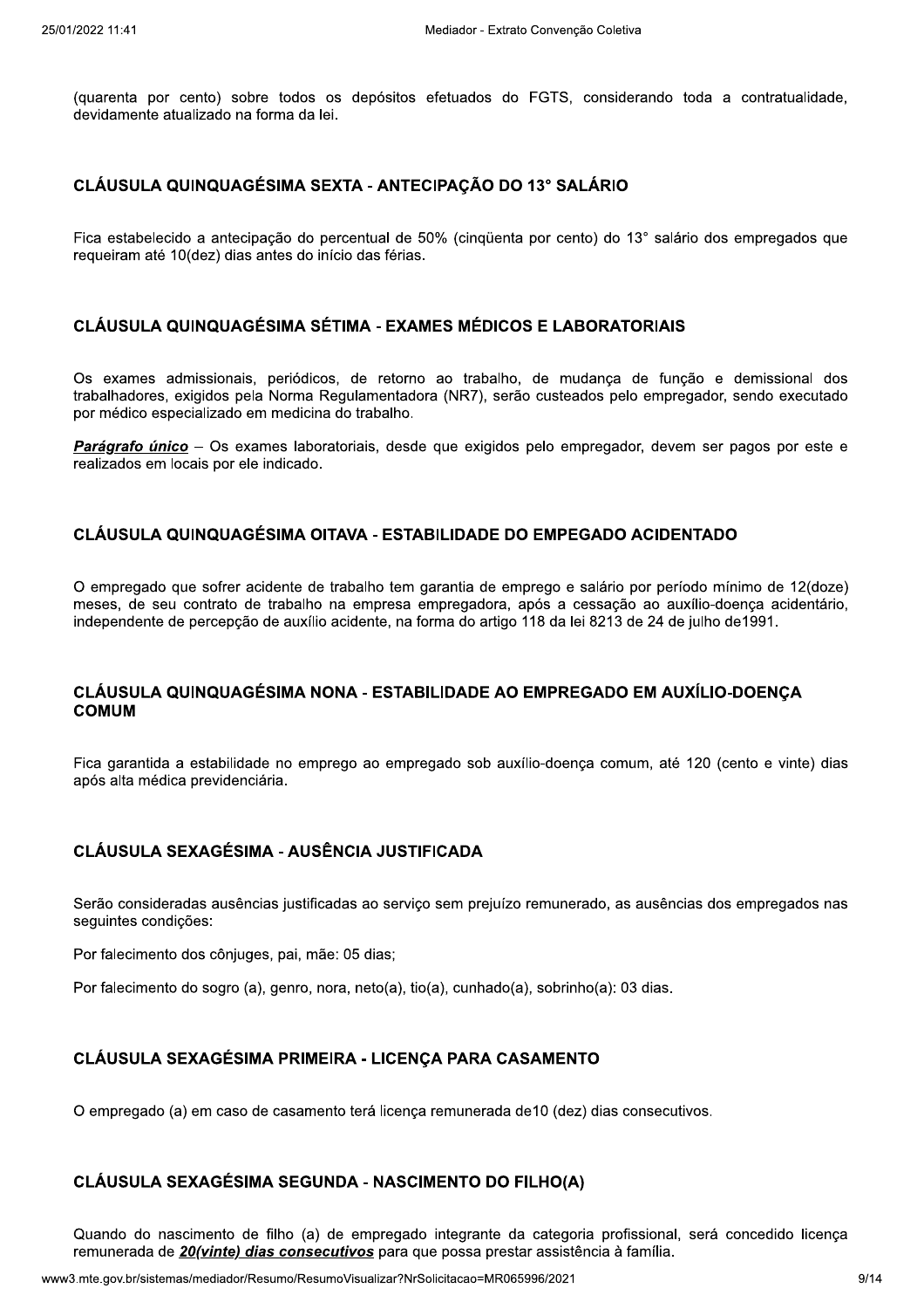(quarenta por cento) sobre todos os depósitos efetuados do FGTS, considerando toda a contratualidade, devidamente atualizado na forma da lei.

## CLÁUSULA QUINQUAGÉSIMA SEXTA - ANTECIPAÇÃO DO 13° SALÁRIO

Fica estabelecido a antecipação do percentual de 50% (cinqüenta por cento) do 13° salário dos empregados que requeiram até 10(dez) dias antes do início das férias.

## CLÁUSULA QUINQUAGÉSIMA SÉTIMA - EXAMES MÉDICOS E LABORATORIAIS

Os exames admissionais, periódicos, de retorno ao trabalho, de mudança de função e demissional dos trabalhadores, exigidos pela Norma Regulamentadora (NR7), serão custeados pelo empregador, sendo executado por médico especializado em medicina do trabalho.

***Parágrafo único*** – Os exames laboratoriais, desde que exigidos pelo empregador, devem ser pagos por este e realizados em locais por ele indicado.

## CLÁUSULA QUINQUAGÉSIMA OITAVA - ESTABILIDADE DO EMPEGADO ACIDENTADO

O empregado que sofrer acidente de trabalho tem garantia de emprego e salário por período mínimo de 12(doze) meses, de seu contrato de trabalho na empresa empregadora, após a cessação ao auxílio-doença acidentário, independente de percepção de auxílio acidente, na forma do artigo 118 da lei 8213 de 24 de julho de1991.

## CLÁUSULA QUINQUAGÉSIMA NONA - ESTABILIDADE AO EMPREGADO EM AUXÍLIO-DOENÇA COMUM

Fica garantida a estabilidade no emprego ao empregado sob auxílio-doença comum, até 120 (cento e vinte) dias após alta médica previdenciária.

## CLÁUSULA SEXAGÉSIMA - AUSÊNCIA JUSTIFICADA

Serão consideradas ausências justificadas ao serviço sem prejuízo remunerado, as ausências dos empregados nas seguintes condições:

Por falecimento dos cônjuges, pai, mãe: 05 dias;

Por falecimento do sogro (a), genro, nora, neto(a), tio(a), cunhado(a), sobrinho(a): 03 dias.

## CLÁUSULA SEXAGÉSIMA PRIMEIRA - LICENÇA PARA CASAMENTO

O empregado (a) em caso de casamento terá licença remunerada de10 (dez) dias consecutivos.

## CLÁUSULA SEXAGÉSIMA SEGUNDA - NASCIMENTO DO FILHO(A)

Quando do nascimento de filho (a) de empregado integrante da categoria profissional, será concedido licença remunerada de ***<u>20(vinte) dias consecutivos</u>*** para que possa prestar assistência à família.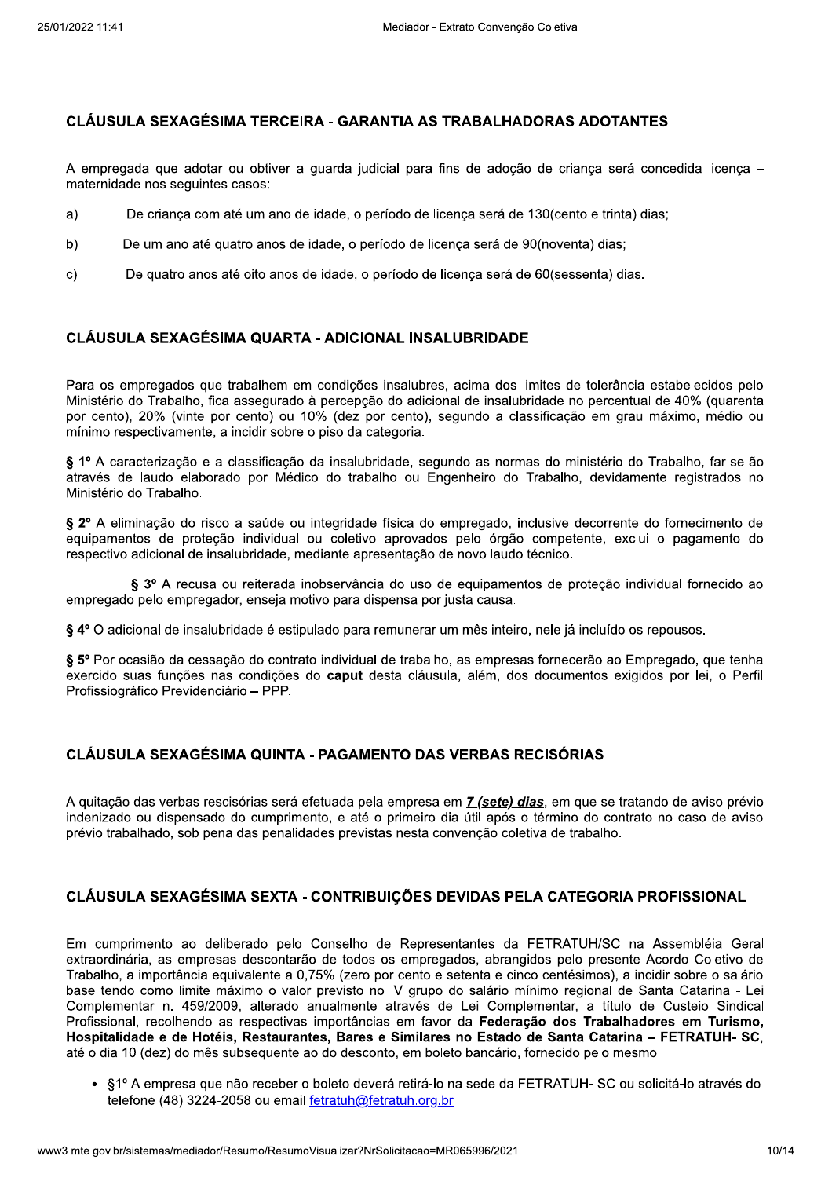## CLÁUSULA SEXAGÉSIMA TERCEIRA - GARANTIA AS TRABALHADORAS ADOTANTES

A empregada que adotar ou obtiver a guarda judicial para fins de adoção de criança será concedida licença – maternidade nos seguintes casos:

a) De criança com até um ano de idade, o período de licença será de 130(cento e trinta) dias;

b) De um ano até quatro anos de idade, o período de licença será de 90(noventa) dias;

c) De quatro anos até oito anos de idade, o período de licença será de 60(sessenta) dias.

## CLÁUSULA SEXAGÉSIMA QUARTA - ADICIONAL INSALUBRIDADE

Para os empregados que trabalhem em condições insalubres, acima dos limites de tolerância estabelecidos pelo Ministério do Trabalho, fica assegurado à percepção do adicional de insalubridade no percentual de 40% (quarenta por cento), 20% (vinte por cento) ou 10% (dez por cento), segundo a classificação em grau máximo, médio ou mínimo respectivamente, a incidir sobre o piso da categoria.

**§ 1º** A caracterização e a classificação da insalubridade, segundo as normas do ministério do Trabalho, far-se-ão através de laudo elaborado por Médico do trabalho ou Engenheiro do Trabalho, devidamente registrados no Ministério do Trabalho.

**§ 2º** A eliminação do risco a saúde ou integridade física do empregado, inclusive decorrente do fornecimento de equipamentos de proteção individual ou coletivo aprovados pelo órgão competente, exclui o pagamento do respectivo adicional de insalubridade, mediante apresentação de novo laudo técnico.

**§ 3º** A recusa ou reiterada inobservância do uso de equipamentos de proteção individual fornecido ao empregado pelo empregador, enseja motivo para dispensa por justa causa.

**§ 4º** O adicional de insalubridade é estipulado para remunerar um mês inteiro, nele já incluído os repousos.

**§ 5º** Por ocasião da cessação do contrato individual de trabalho, as empresas fornecerão ao Empregado, que tenha exercido suas funções nas condições do **caput** desta cláusula, além, dos documentos exigidos por lei, o Perfil Profissiográfico Previdenciário – PPP.

## CLÁUSULA SEXAGÉSIMA QUINTA - PAGAMENTO DAS VERBAS RECISÓRIAS

A quitação das verbas rescisórias será efetuada pela empresa em ***7 (sete) dias***, em que se tratando de aviso prévio indenizado ou dispensado do cumprimento, e até o primeiro dia útil após o término do contrato no caso de aviso prévio trabalhado, sob pena das penalidades previstas nesta convenção coletiva de trabalho.

## CLÁUSULA SEXAGÉSIMA SEXTA - CONTRIBUIÇÕES DEVIDAS PELA CATEGORIA PROFISSIONAL

Em cumprimento ao deliberado pelo Conselho de Representantes da FETRATUH/SC na Assembléia Geral extraordinária, as empresas descontarão de todos os empregados, abrangidos pelo presente Acordo Coletivo de Trabalho, a importância equivalente a 0,75% (zero por cento e setenta e cinco centésimos), a incidir sobre o salário base tendo como limite máximo o valor previsto no IV grupo do salário mínimo regional de Santa Catarina - Lei Complementar n. 459/2009, alterado anualmente através de Lei Complementar, a título de Custeio Sindical Profissional, recolhendo as respectivas importâncias em favor da **Federação dos Trabalhadores em Turismo, Hospitalidade e de Hotéis, Restaurantes, Bares e Similares no Estado de Santa Catarina – FETRATUH- SC**, até o dia 10 (dez) do mês subsequente ao do desconto, em boleto bancário, fornecido pelo mesmo.

- §1º A empresa que não receber o boleto deverá retirá-lo na sede da FETRATUH- SC ou solicitá-lo através do telefone (48) 3224-2058 ou email fetratuh@fetratuh.org.br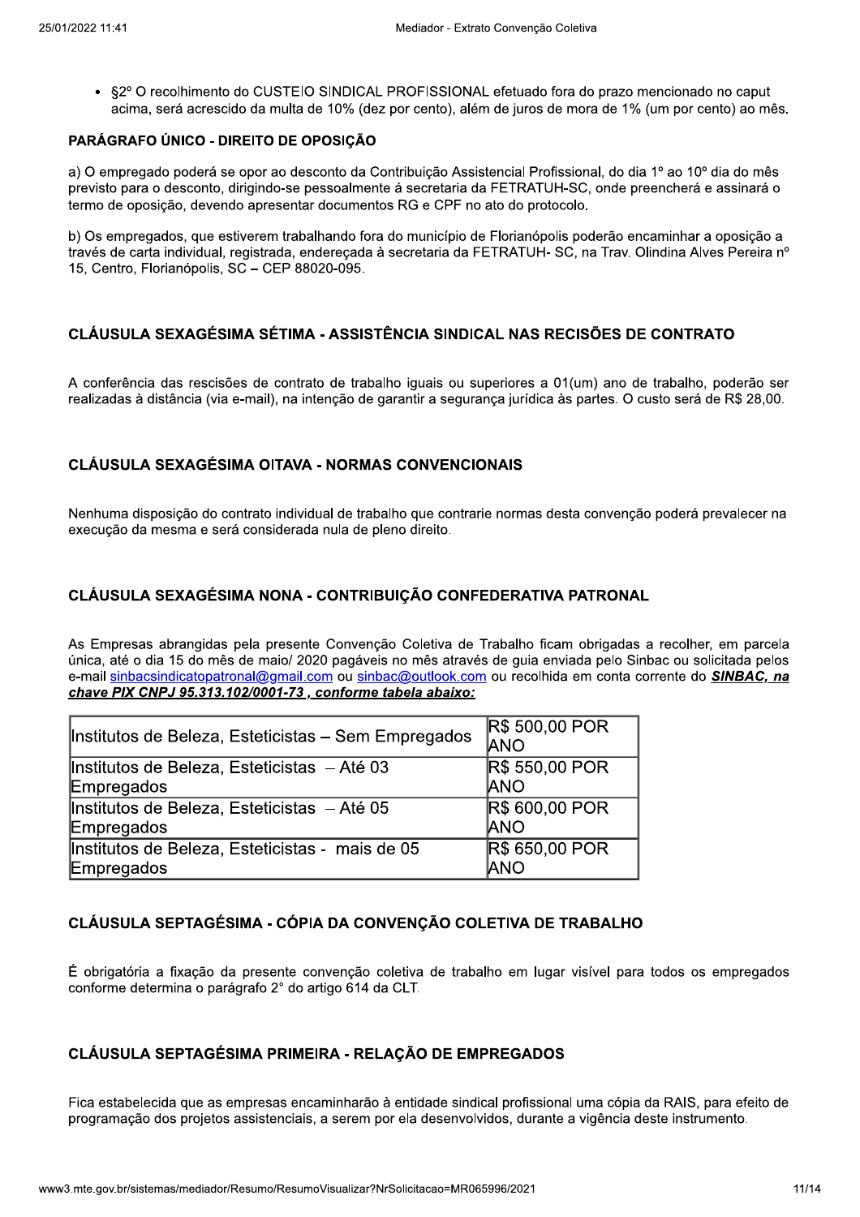- §2º O recolhimento do CUSTEIO SINDICAL PROFISSIONAL efetuado fora do prazo mencionado no caput acima, será acrescido da multa de 10% (dez por cento), além de juros de mora de 1% (um por cento) ao mês.

**PARÁGRAFO ÚNICO - DIREITO DE OPOSIÇÃO**

a) O empregado poderá se opor ao desconto da Contribuição Assistencial Profissional, do dia 1º ao 10º dia do mês previsto para o desconto, dirigindo-se pessoalmente á secretaria da FETRATUH-SC, onde preencherá e assinará o termo de oposição, devendo apresentar documentos RG e CPF no ato do protocolo.

b) Os empregados, que estiverem trabalhando fora do município de Florianópolis poderão encaminhar a oposição a través de carta individual, registrada, endereçada à secretaria da FETRATUH- SC, na Trav. Olindina Alves Pereira nº 15, Centro, Florianópolis, SC – CEP 88020-095.

### CLÁUSULA SEXAGÉSIMA SÉTIMA - ASSISTÊNCIA SINDICAL NAS RECISÕES DE CONTRATO

A conferência das rescisões de contrato de trabalho iguais ou superiores a 01(um) ano de trabalho, poderão ser realizadas à distância (via e-mail), na intenção de garantir a segurança jurídica às partes. O custo será de R$ 28,00.

### CLÁUSULA SEXAGÉSIMA OITAVA - NORMAS CONVENCIONAIS

Nenhuma disposição do contrato individual de trabalho que contrarie normas desta convenção poderá prevalecer na execução da mesma e será considerada nula de pleno direito.

### CLÁUSULA SEXAGÉSIMA NONA - CONTRIBUIÇÃO CONFEDERATIVA PATRONAL

As Empresas abrangidas pela presente Convenção Coletiva de Trabalho ficam obrigadas a recolher, em parcela única, até o dia 15 do mês de maio/ 2020 pagáveis no mês através de guia enviada pelo Sinbac ou solicitada pelos e-mail sinbacsindicatopatronal@gmail.com ou sinbac@outlook.com ou recolhida em conta corrente do ***SINBAC, na chave PIX CNPJ 95.313.102/0001-73 , conforme tabela abaixo:***

| | |
|---|---|
| Institutos de Beleza, Esteticistas – Sem Empregados | R$ 500,00 POR ANO |
| Institutos de Beleza, Esteticistas – Até 03 Empregados | R$ 550,00 POR ANO |
| Institutos de Beleza, Esteticistas – Até 05 Empregados | R$ 600,00 POR ANO |
| Institutos de Beleza, Esteticistas - mais de 05 Empregados | R$ 650,00 POR ANO |

### CLÁUSULA SEPTAGÉSIMA - CÓPIA DA CONVENÇÃO COLETIVA DE TRABALHO

É obrigatória a fixação da presente convenção coletiva de trabalho em lugar visível para todos os empregados conforme determina o parágrafo 2° do artigo 614 da CLT.

### CLÁUSULA SEPTAGÉSIMA PRIMEIRA - RELAÇÃO DE EMPREGADOS

Fica estabelecida que as empresas encaminharão à entidade sindical profissional uma cópia da RAIS, para efeito de programação dos projetos assistenciais, a serem por ela desenvolvidos, durante a vigência deste instrumento.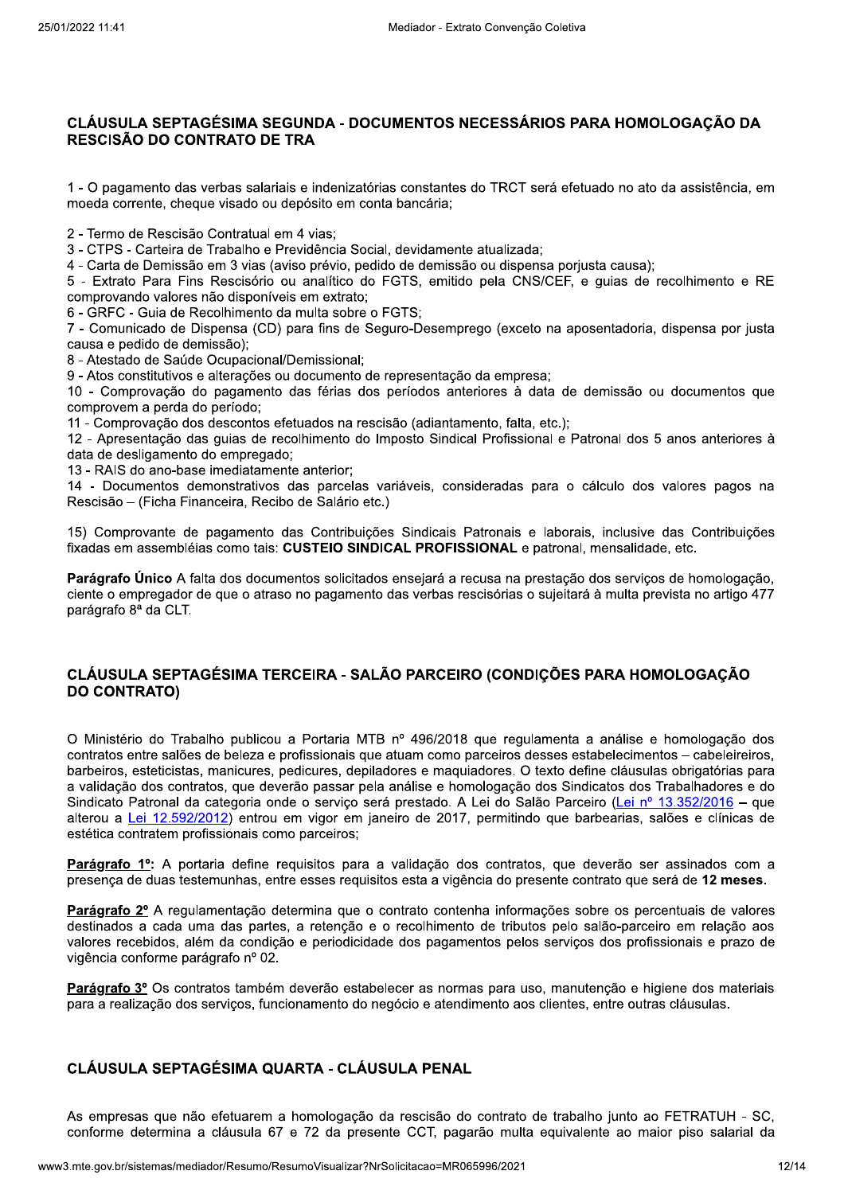## CLÁUSULA SEPTAGÉSIMA SEGUNDA - DOCUMENTOS NECESSÁRIOS PARA HOMOLOGAÇÃO DA RESCISÃO DO CONTRATO DE TRA

1 - O pagamento das verbas salariais e indenizatórias constantes do TRCT será efetuado no ato da assistência, em moeda corrente, cheque visado ou depósito em conta bancária;

2 - Termo de Rescisão Contratual em 4 vias;
3 - CTPS - Carteira de Trabalho e Previdência Social, devidamente atualizada;
4 - Carta de Demissão em 3 vias (aviso prévio, pedido de demissão ou dispensa porjusta causa);
5 - Extrato Para Fins Rescisório ou analítico do FGTS, emitido pela CNS/CEF, e guias de recolhimento e RE comprovando valores não disponíveis em extrato;
6 - GRFC - Guia de Recolhimento da multa sobre o FGTS;
7 - Comunicado de Dispensa (CD) para fins de Seguro-Desemprego (exceto na aposentadoria, dispensa por justa causa e pedido de demissão);
8 - Atestado de Saúde Ocupacional/Demissional;
9 - Atos constitutivos e alterações ou documento de representação da empresa;
10 - Comprovação do pagamento das férias dos períodos anteriores à data de demissão ou documentos que comprovem a perda do período;
11 - Comprovação dos descontos efetuados na rescisão (adiantamento, falta, etc.);
12 - Apresentação das guias de recolhimento do Imposto Sindical Profissional e Patronal dos 5 anos anteriores à data de desligamento do empregado;
13 - RAIS do ano-base imediatamente anterior;
14 - Documentos demonstrativos das parcelas variáveis, consideradas para o cálculo dos valores pagos na Rescisão – (Ficha Financeira, Recibo de Salário etc.)

15) Comprovante de pagamento das Contribuições Sindicais Patronais e laborais, inclusive das Contribuições fixadas em assembléias como tais: **CUSTEIO SINDICAL PROFISSIONAL** e patronal, mensalidade, etc.

**Parágrafo Único** A falta dos documentos solicitados ensejará a recusa na prestação dos serviços de homologação, ciente o empregador de que o atraso no pagamento das verbas rescisórias o sujeitará à multa prevista no artigo 477 parágrafo 8ª da CLT.

## CLÁUSULA SEPTAGÉSIMA TERCEIRA - SALÃO PARCEIRO (CONDIÇÕES PARA HOMOLOGAÇÃO DO CONTRATO)

O Ministério do Trabalho publicou a Portaria MTB nº 496/2018 que regulamenta a análise e homologação dos contratos entre salões de beleza e profissionais que atuam como parceiros desses estabelecimentos – cabeleireiros, barbeiros, esteticistas, manicures, pedicures, depiladores e maquiadores. O texto define cláusulas obrigatórias para a validação dos contratos, que deverão passar pela análise e homologação dos Sindicatos dos Trabalhadores e do Sindicato Patronal da categoria onde o serviço será prestado. A Lei do Salão Parceiro (Lei nº 13.352/2016 – que alterou a Lei 12.592/2012) entrou em vigor em janeiro de 2017, permitindo que barbearias, salões e clínicas de estética contratem profissionais como parceiros;

**Parágrafo 1º:** A portaria define requisitos para a validação dos contratos, que deverão ser assinados com a presença de duas testemunhas, entre esses requisitos esta a vigência do presente contrato que será de **12 meses**.

**Parágrafo 2º** A regulamentação determina que o contrato contenha informações sobre os percentuais de valores destinados a cada uma das partes, a retenção e o recolhimento de tributos pelo salão-parceiro em relação aos valores recebidos, além da condição e periodicidade dos pagamentos pelos serviços dos profissionais e prazo de vigência conforme parágrafo nº 02.

**Parágrafo 3º** Os contratos também deverão estabelecer as normas para uso, manutenção e higiene dos materiais para a realização dos serviços, funcionamento do negócio e atendimento aos clientes, entre outras cláusulas.

## CLÁUSULA SEPTAGÉSIMA QUARTA - CLÁUSULA PENAL

As empresas que não efetuarem a homologação da rescisão do contrato de trabalho junto ao FETRATUH - SC, conforme determina a cláusula 67 e 72 da presente CCT, pagarão multa equivalente ao maior piso salarial da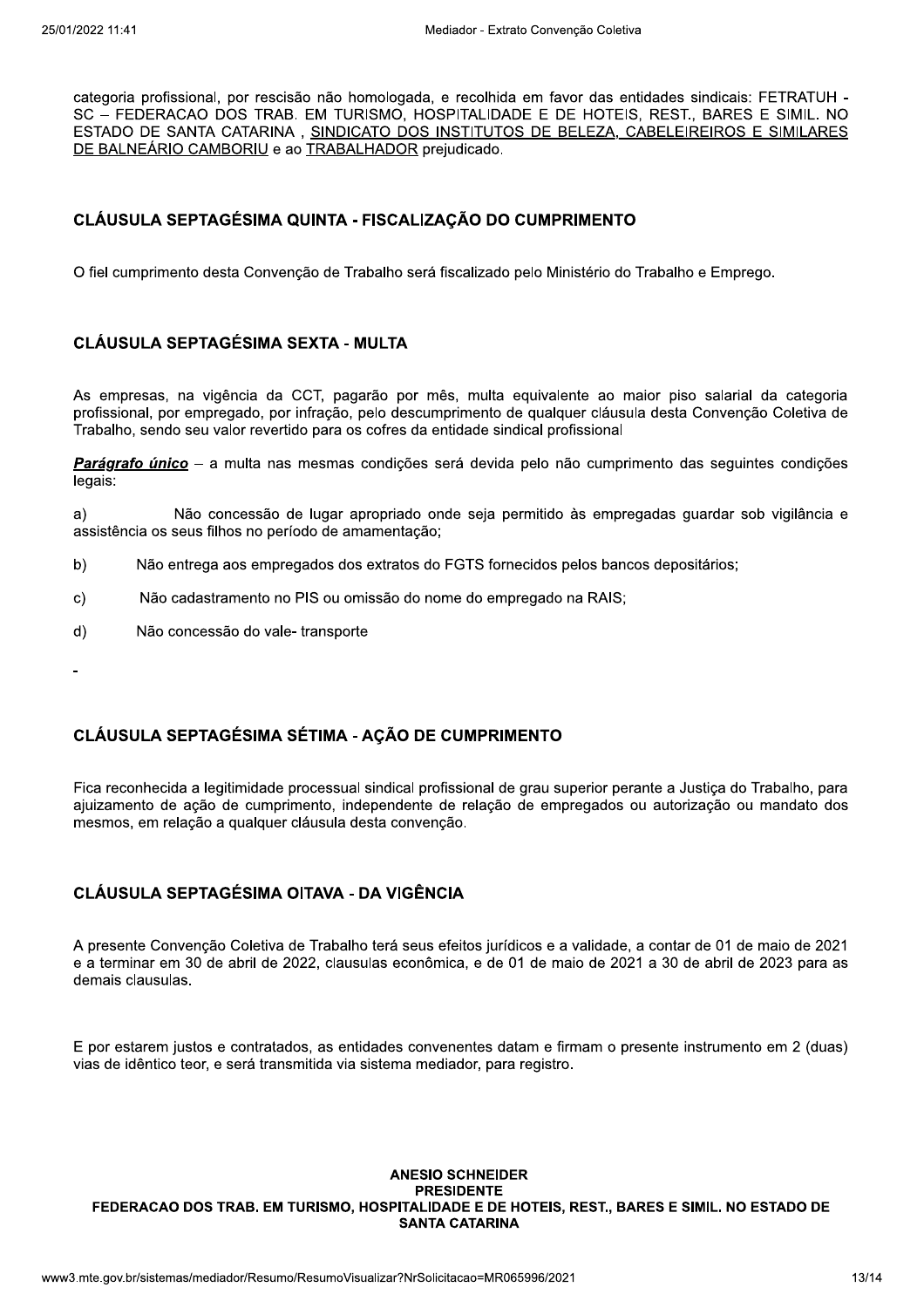categoria profissional, por rescisão não homologada, e recolhida em favor das entidades sindicais: FETRATUH - SC – FEDERACAO DOS TRAB. EM TURISMO, HOSPITALIDADE E DE HOTEIS, REST., BARES E SIMIL. NO ESTADO DE SANTA CATARINA , SINDICATO DOS INSTITUTOS DE BELEZA, CABELEIREIROS E SIMILARES DE BALNEÁRIO CAMBORIU e ao TRABALHADOR prejudicado.

## CLÁUSULA SEPTAGÉSIMA QUINTA - FISCALIZAÇÃO DO CUMPRIMENTO

O fiel cumprimento desta Convenção de Trabalho será fiscalizado pelo Ministério do Trabalho e Emprego.

## CLÁUSULA SEPTAGÉSIMA SEXTA - MULTA

As empresas, na vigência da CCT, pagarão por mês, multa equivalente ao maior piso salarial da categoria profissional, por empregado, por infração, pelo descumprimento de qualquer cláusula desta Convenção Coletiva de Trabalho, sendo seu valor revertido para os cofres da entidade sindical profissional

***Parágrafo único*** – a multa nas mesmas condições será devida pelo não cumprimento das seguintes condições legais:

a) Não concessão de lugar apropriado onde seja permitido às empregadas guardar sob vigilância e assistência os seus filhos no período de amamentação;

b) Não entrega aos empregados dos extratos do FGTS fornecidos pelos bancos depositários;

c) Não cadastramento no PIS ou omissão do nome do empregado na RAIS;

d) Não concessão do vale- transporte

## CLÁUSULA SEPTAGÉSIMA SÉTIMA - AÇÃO DE CUMPRIMENTO

Fica reconhecida a legitimidade processual sindical profissional de grau superior perante a Justiça do Trabalho, para ajuizamento de ação de cumprimento, independente de relação de empregados ou autorização ou mandato dos mesmos, em relação a qualquer cláusula desta convenção.

## CLÁUSULA SEPTAGÉSIMA OITAVA - DA VIGÊNCIA

A presente Convenção Coletiva de Trabalho terá seus efeitos jurídicos e a validade, a contar de 01 de maio de 2021 e a terminar em 30 de abril de 2022, clausulas econômica, e de 01 de maio de 2021 a 30 de abril de 2023 para as demais clausulas.

E por estarem justos e contratados, as entidades convenentes datam e firmam o presente instrumento em 2 (duas) vias de idêntico teor, e será transmitida via sistema mediador, para registro.

**ANESIO SCHNEIDER**
**PRESIDENTE**
**FEDERACAO DOS TRAB. EM TURISMO, HOSPITALIDADE E DE HOTEIS, REST., BARES E SIMIL. NO ESTADO DE SANTA CATARINA**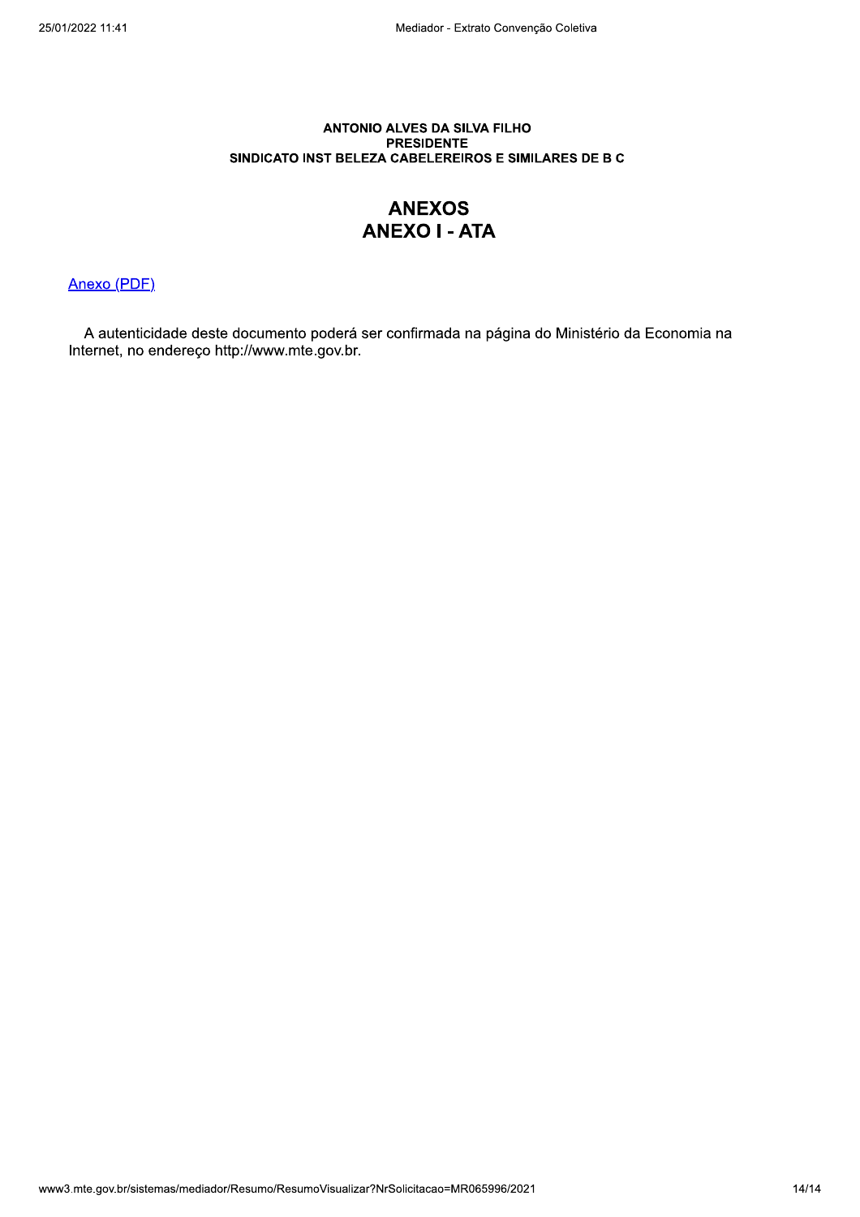**ANTONIO ALVES DA SILVA FILHO**
**PRESIDENTE**
**SINDICATO INST BELEZA CABELEREIROS E SIMILARES DE B C**

# ANEXOS
## ANEXO I - ATA

Anexo (PDF)

A autenticidade deste documento poderá ser confirmada na página do Ministério da Economia na Internet, no endereço http://www.mte.gov.br.